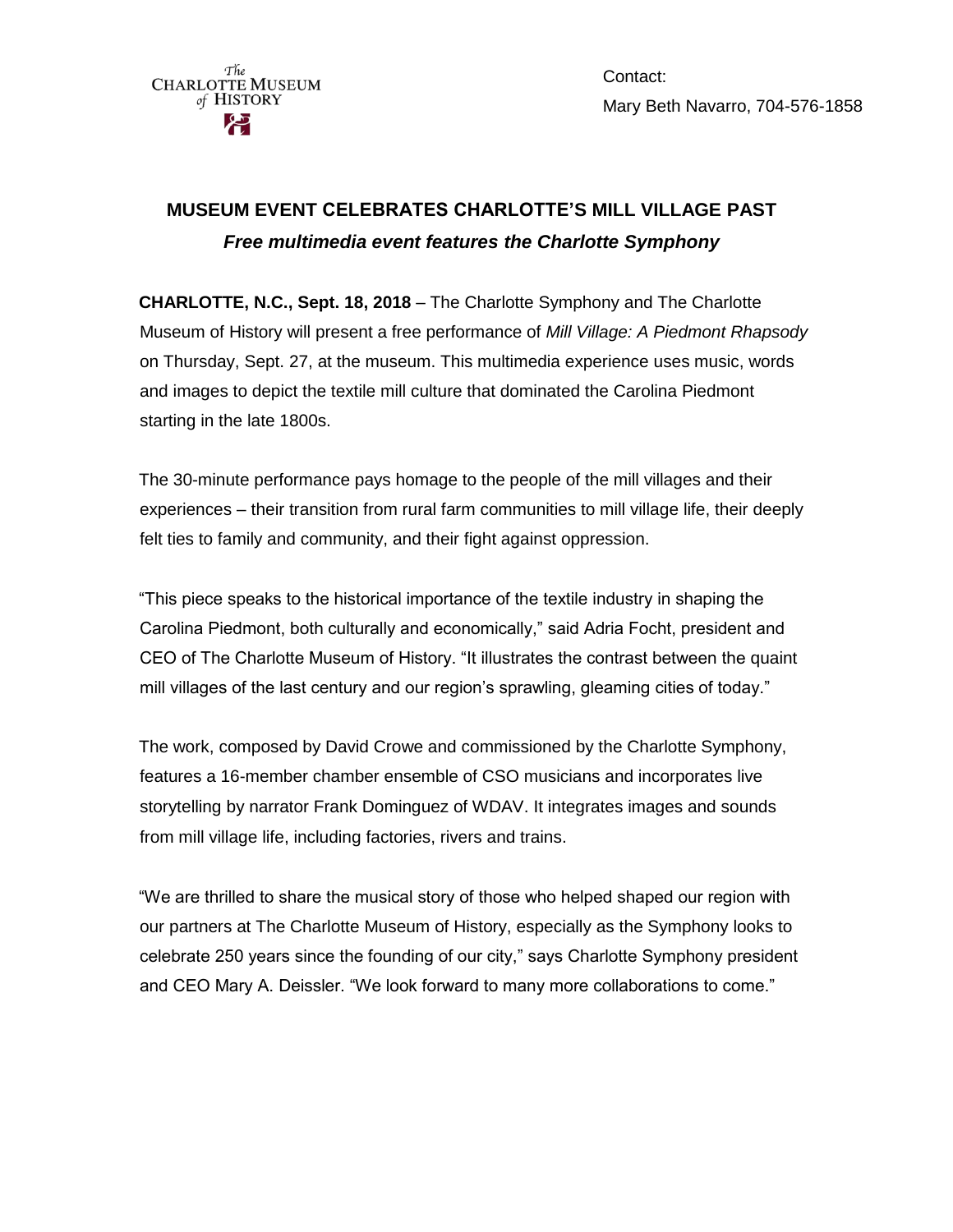The Charlotte Museum of History

Contact:
Mary Beth Navarro, 704-576-1858

# MUSEUM EVENT CELEBRATES CHARLOTTE'S MILL VILLAGE PAST

## *Free multimedia event features the Charlotte Symphony*

**CHARLOTTE, N.C., Sept. 18, 2018** – The Charlotte Symphony and The Charlotte Museum of History will present a free performance of *Mill Village: A Piedmont Rhapsody* on Thursday, Sept. 27, at the museum. This multimedia experience uses music, words and images to depict the textile mill culture that dominated the Carolina Piedmont starting in the late 1800s.

The 30-minute performance pays homage to the people of the mill villages and their experiences – their transition from rural farm communities to mill village life, their deeply felt ties to family and community, and their fight against oppression.

"This piece speaks to the historical importance of the textile industry in shaping the Carolina Piedmont, both culturally and economically," said Adria Focht, president and CEO of The Charlotte Museum of History. "It illustrates the contrast between the quaint mill villages of the last century and our region's sprawling, gleaming cities of today."

The work, composed by David Crowe and commissioned by the Charlotte Symphony, features a 16-member chamber ensemble of CSO musicians and incorporates live storytelling by narrator Frank Dominguez of WDAV. It integrates images and sounds from mill village life, including factories, rivers and trains.

"We are thrilled to share the musical story of those who helped shaped our region with our partners at The Charlotte Museum of History, especially as the Symphony looks to celebrate 250 years since the founding of our city," says Charlotte Symphony president and CEO Mary A. Deissler. "We look forward to many more collaborations to come."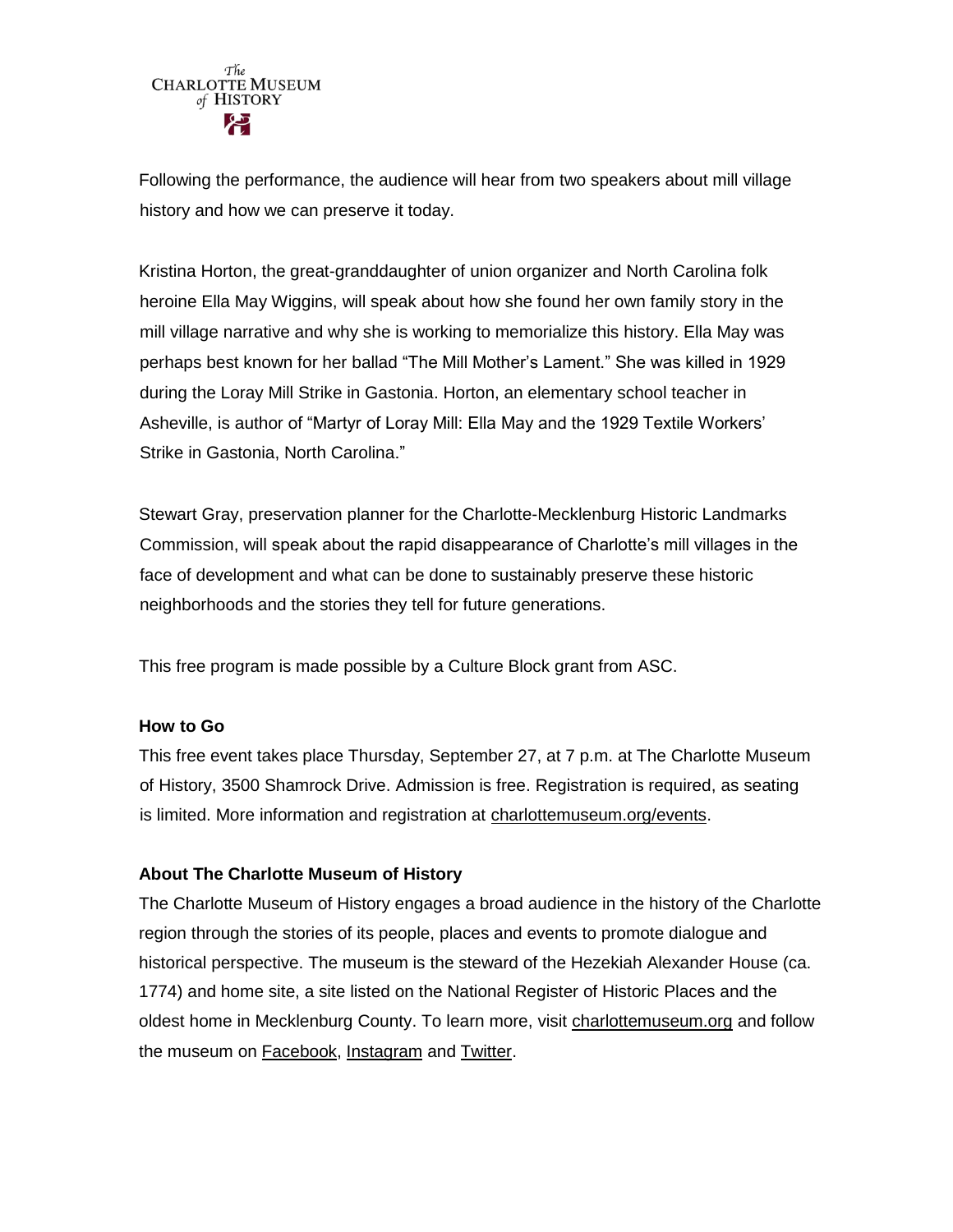Following the performance, the audience will hear from two speakers about mill village history and how we can preserve it today.

Kristina Horton, the great-granddaughter of union organizer and North Carolina folk heroine Ella May Wiggins, will speak about how she found her own family story in the mill village narrative and why she is working to memorialize this history. Ella May was perhaps best known for her ballad "The Mill Mother's Lament." She was killed in 1929 during the Loray Mill Strike in Gastonia. Horton, an elementary school teacher in Asheville, is author of "Martyr of Loray Mill: Ella May and the 1929 Textile Workers' Strike in Gastonia, North Carolina."

Stewart Gray, preservation planner for the Charlotte-Mecklenburg Historic Landmarks Commission, will speak about the rapid disappearance of Charlotte's mill villages in the face of development and what can be done to sustainably preserve these historic neighborhoods and the stories they tell for future generations.

This free program is made possible by a Culture Block grant from ASC.

**How to Go**

This free event takes place Thursday, September 27, at 7 p.m. at The Charlotte Museum of History, 3500 Shamrock Drive. Admission is free. Registration is required, as seating is limited. More information and registration at charlottemuseum.org/events.

**About The Charlotte Museum of History**

The Charlotte Museum of History engages a broad audience in the history of the Charlotte region through the stories of its people, places and events to promote dialogue and historical perspective. The museum is the steward of the Hezekiah Alexander House (ca. 1774) and home site, a site listed on the National Register of Historic Places and the oldest home in Mecklenburg County. To learn more, visit charlottemuseum.org and follow the museum on Facebook, Instagram and Twitter.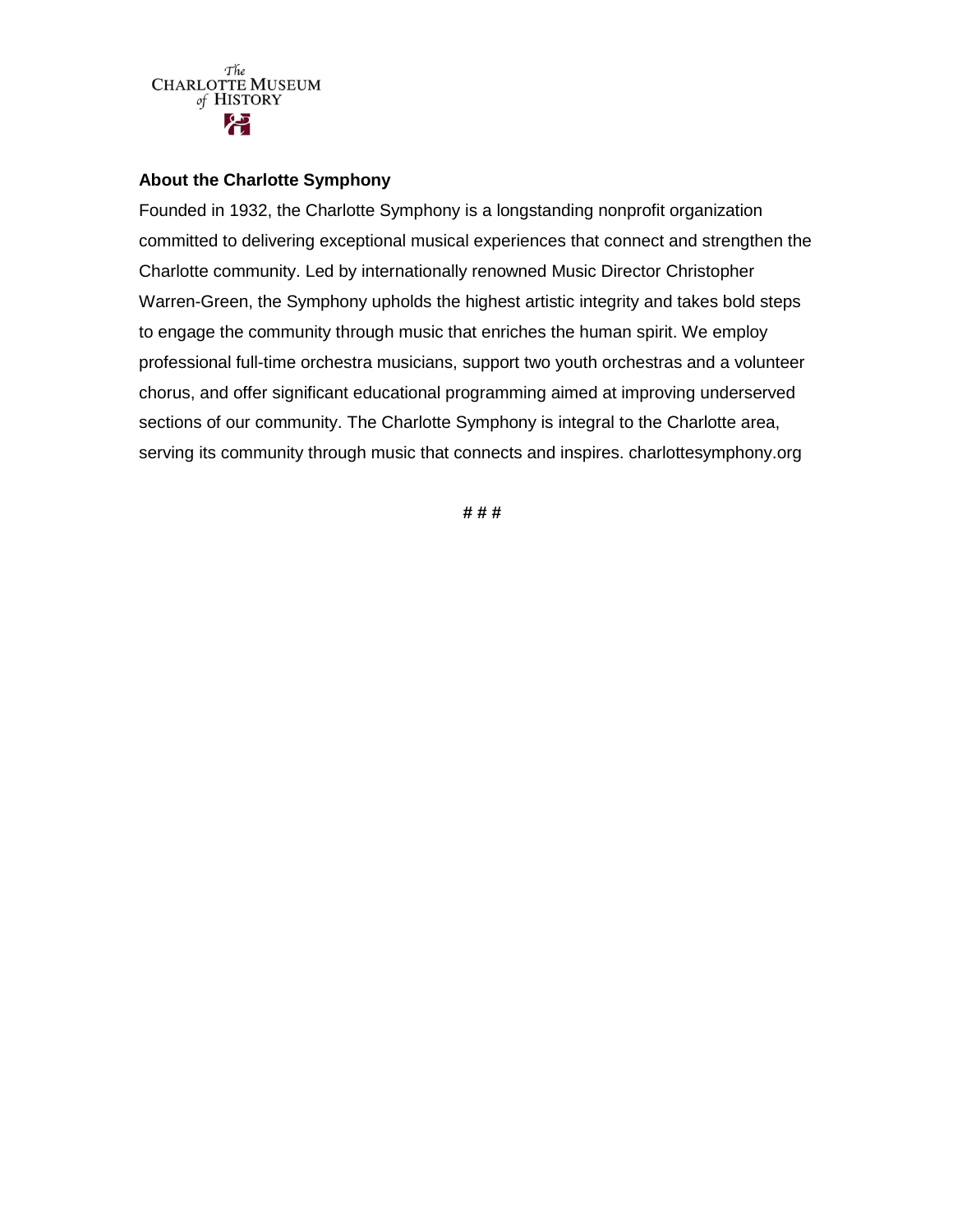**About the Charlotte Symphony**

Founded in 1932, the Charlotte Symphony is a longstanding nonprofit organization committed to delivering exceptional musical experiences that connect and strengthen the Charlotte community. Led by internationally renowned Music Director Christopher Warren-Green, the Symphony upholds the highest artistic integrity and takes bold steps to engage the community through music that enriches the human spirit. We employ professional full-time orchestra musicians, support two youth orchestras and a volunteer chorus, and offer significant educational programming aimed at improving underserved sections of our community. The Charlotte Symphony is integral to the Charlotte area, serving its community through music that connects and inspires. charlottesymphony.org

# # #